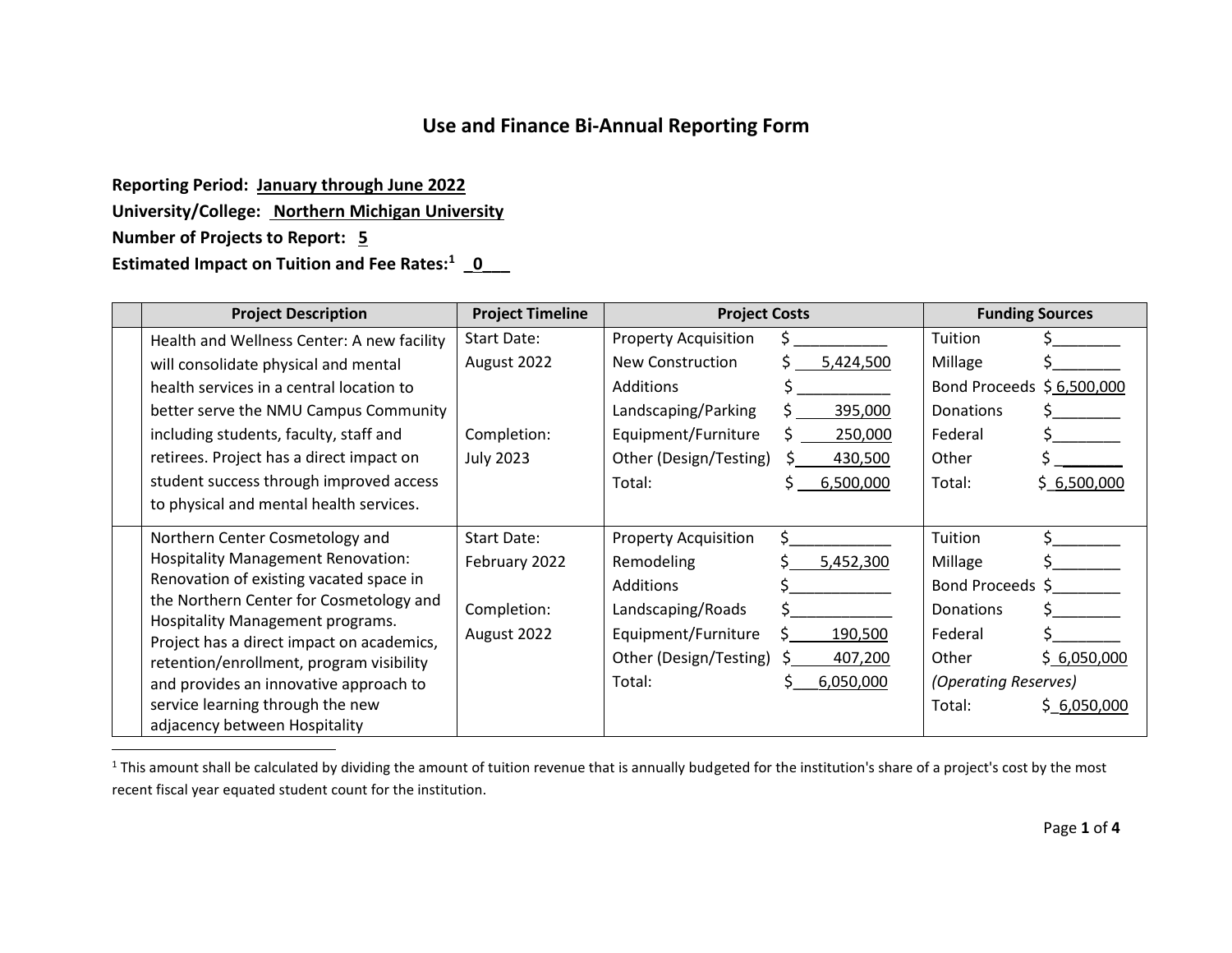# Use and Finance Bi-Annual Reporting Form

**Reporting Period: January through June 2022**
**University/College: Northern Michigan University**
**Number of Projects to Report: 5**
**Estimated Impact on Tuition and Fee Rates:[1] 0**

| | Project Description | Project Timeline | Project Costs | Funding Sources |
|---|---|---|---|---|
| | Health and Wellness Center: A new facility will consolidate physical and mental health services in a central location to better serve the NMU Campus Community including students, faculty, staff and retirees. Project has a direct impact on student success through improved access to physical and mental health services. | Start Date: August 2022<br><br>Completion: July 2023 | Property Acquisition $ ___<br>New Construction $ 5,424,500<br>Additions $ ___<br>Landscaping/Parking $ 395,000<br>Equipment/Furniture $ 250,000<br>Other (Design/Testing) $ 430,500<br>Total: $ 6,500,000 | Tuition $___<br>Millage $___<br>Bond Proceeds $ 6,500,000<br>Donations $___<br>Federal $___<br>Other $ ___<br>Total: $ 6,500,000 |
| | Northern Center Cosmetology and Hospitality Management Renovation: Renovation of existing vacated space in the Northern Center for Cosmetology and Hospitality Management programs. Project has a direct impact on academics, retention/enrollment, program visibility and provides an innovative approach to service learning through the new adjacency between Hospitality | Start Date: February 2022<br><br>Completion: August 2022 | Property Acquisition $___<br>Remodeling $ 5,452,300<br>Additions $___<br>Landscaping/Roads $___<br>Equipment/Furniture $ 190,500<br>Other (Design/Testing) $ 407,200<br>Total: $ 6,050,000 | Tuition $___<br>Millage $___<br>Bond Proceeds $___<br>Donations $___<br>Federal $___<br>Other $ 6,050,000<br>*(Operating Reserves)*<br>Total: $ 6,050,000 |

[1] This amount shall be calculated by dividing the amount of tuition revenue that is annually budgeted for the institution's share of a project's cost by the most recent fiscal year equated student count for the institution.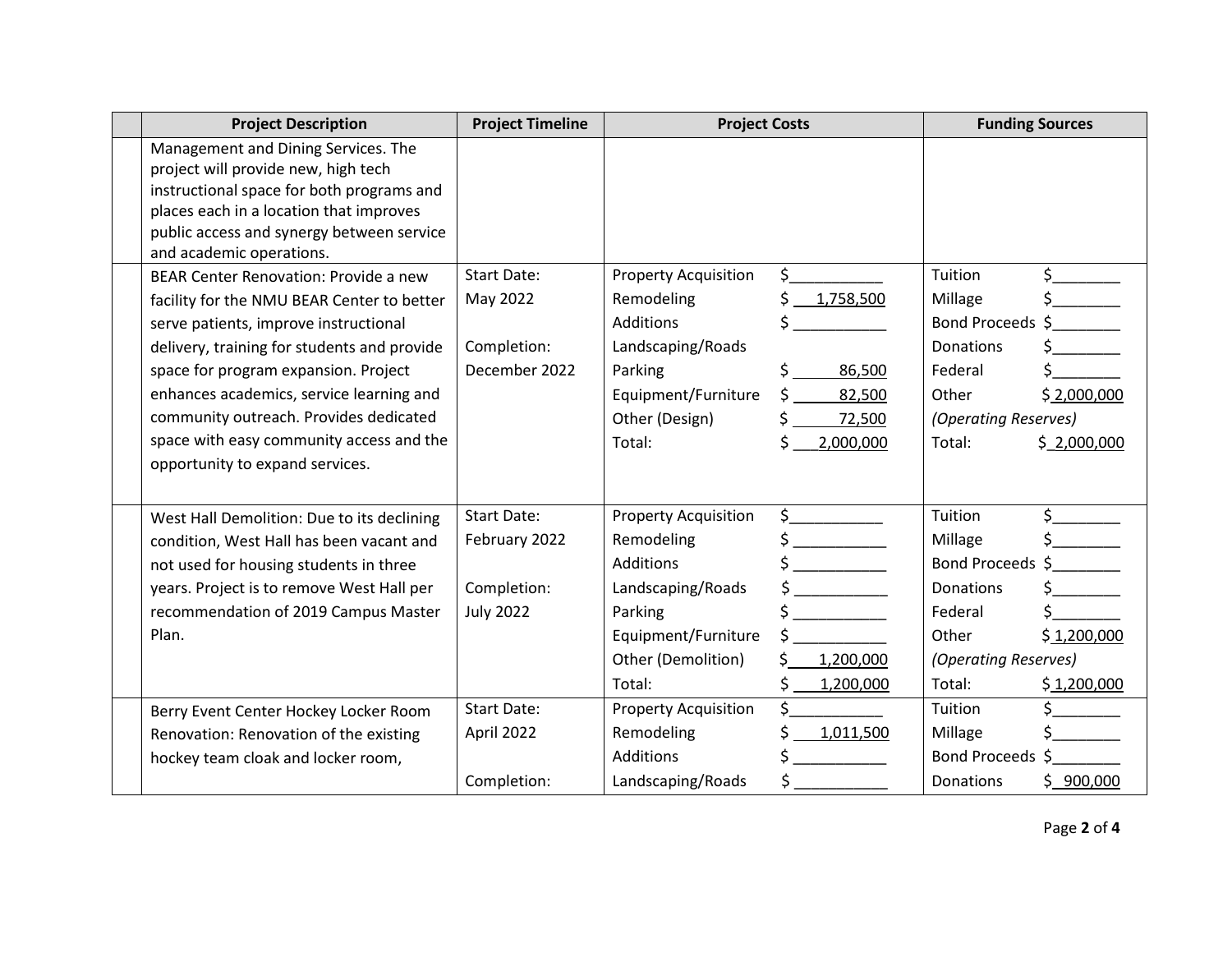|  | Project Description | Project Timeline | Project Costs | | Funding Sources | |
|---|---|---|---|---|---|---|
|  | Management and Dining Services. The project will provide new, high tech instructional space for both programs and places each in a location that improves public access and synergy between service and academic operations. | | | | | |
|  | BEAR Center Renovation: Provide a new facility for the NMU BEAR Center to better serve patients, improve instructional delivery, training for students and provide space for program expansion. Project enhances academics, service learning and community outreach. Provides dedicated space with easy community access and the opportunity to expand services. | Start Date: May 2022<br><br>Completion: December 2022 | Property Acquisition<br>Remodeling<br>Additions<br>Landscaping/Roads<br>Parking<br>Equipment/Furniture<br>Other (Design)<br>Total: | \$\_\_\_\_\_\_\_\_\_\_\_<br>\$ 1,758,500<br>\$ \_\_\_\_\_\_\_\_\_\_\_<br><br>\$ 86,500<br>\$ 82,500<br>\$ 72,500<br>\$ 2,000,000 | Tuition<br>Millage<br>Bond Proceeds<br>Donations<br>Federal<br>Other<br>*(Operating Reserves)*<br>Total: | \$\_\_\_\_\_\_\_\_<br>\$\_\_\_\_\_\_\_\_<br>\$\_\_\_\_\_\_\_\_<br>\$\_\_\_\_\_\_\_\_<br>\$\_\_\_\_\_\_\_\_<br>\$ 2,000,000<br><br>\$ 2,000,000 |
|  | West Hall Demolition: Due to its declining condition, West Hall has been vacant and not used for housing students in three years. Project is to remove West Hall per recommendation of 2019 Campus Master Plan. | Start Date: February 2022<br><br>Completion: July 2022 | Property Acquisition<br>Remodeling<br>Additions<br>Landscaping/Roads<br>Parking<br>Equipment/Furniture<br>Other (Demolition)<br>Total: | \$\_\_\_\_\_\_\_\_\_\_\_<br>\$ \_\_\_\_\_\_\_\_\_\_\_<br>\$ \_\_\_\_\_\_\_\_\_\_\_<br>\$ \_\_\_\_\_\_\_\_\_\_\_<br>\$ \_\_\_\_\_\_\_\_\_\_\_<br>\$ \_\_\_\_\_\_\_\_\_\_\_<br>\$ 1,200,000<br>\$ 1,200,000 | Tuition<br>Millage<br>Bond Proceeds<br>Donations<br>Federal<br>Other<br>*(Operating Reserves)*<br>Total: | \$\_\_\_\_\_\_\_\_<br>\$\_\_\_\_\_\_\_\_<br>\$\_\_\_\_\_\_\_\_<br>\$\_\_\_\_\_\_\_\_<br>\$\_\_\_\_\_\_\_\_<br>\$ 1,200,000<br><br>\$ 1,200,000 |
|  | Berry Event Center Hockey Locker Room Renovation: Renovation of the existing hockey team cloak and locker room, | Start Date: April 2022<br><br>Completion: | Property Acquisition<br>Remodeling<br>Additions<br>Landscaping/Roads | \$\_\_\_\_\_\_\_\_\_\_\_<br>\$ 1,011,500<br>\$ \_\_\_\_\_\_\_\_\_\_\_<br>\$ \_\_\_\_\_\_\_\_\_\_\_ | Tuition<br>Millage<br>Bond Proceeds<br>Donations | \$\_\_\_\_\_\_\_\_<br>\$\_\_\_\_\_\_\_\_<br>\$\_\_\_\_\_\_\_\_<br>\$ 900,000 |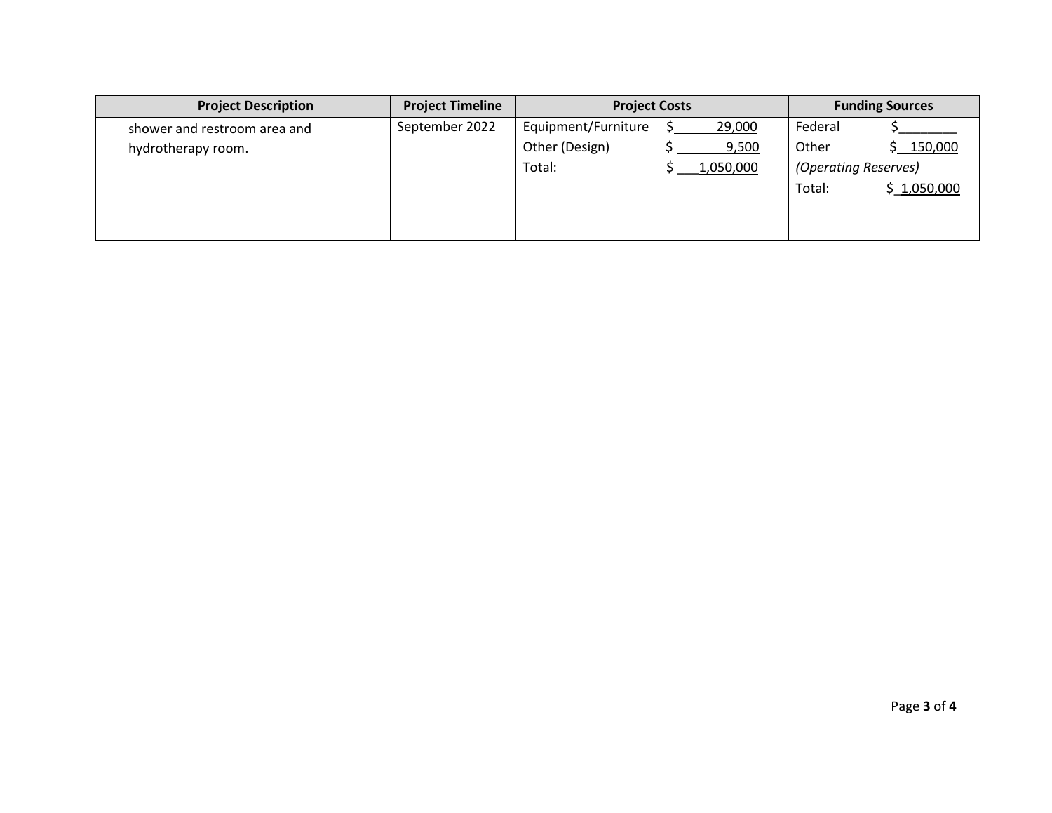| | Project Description | Project Timeline | Project Costs | | Funding Sources | |
|---|---|---|---|---|---|---|
| | shower and restroom area and hydrotherapy room. | September 2022 | Equipment/Furniture | $ 29,000 | Federal | $________ |
| | | | Other (Design) | $ 9,500 | Other | $ 150,000 |
| | | | Total: | $ 1,050,000 | *(Operating Reserves)* | |
| | | | | | Total: | $ 1,050,000 |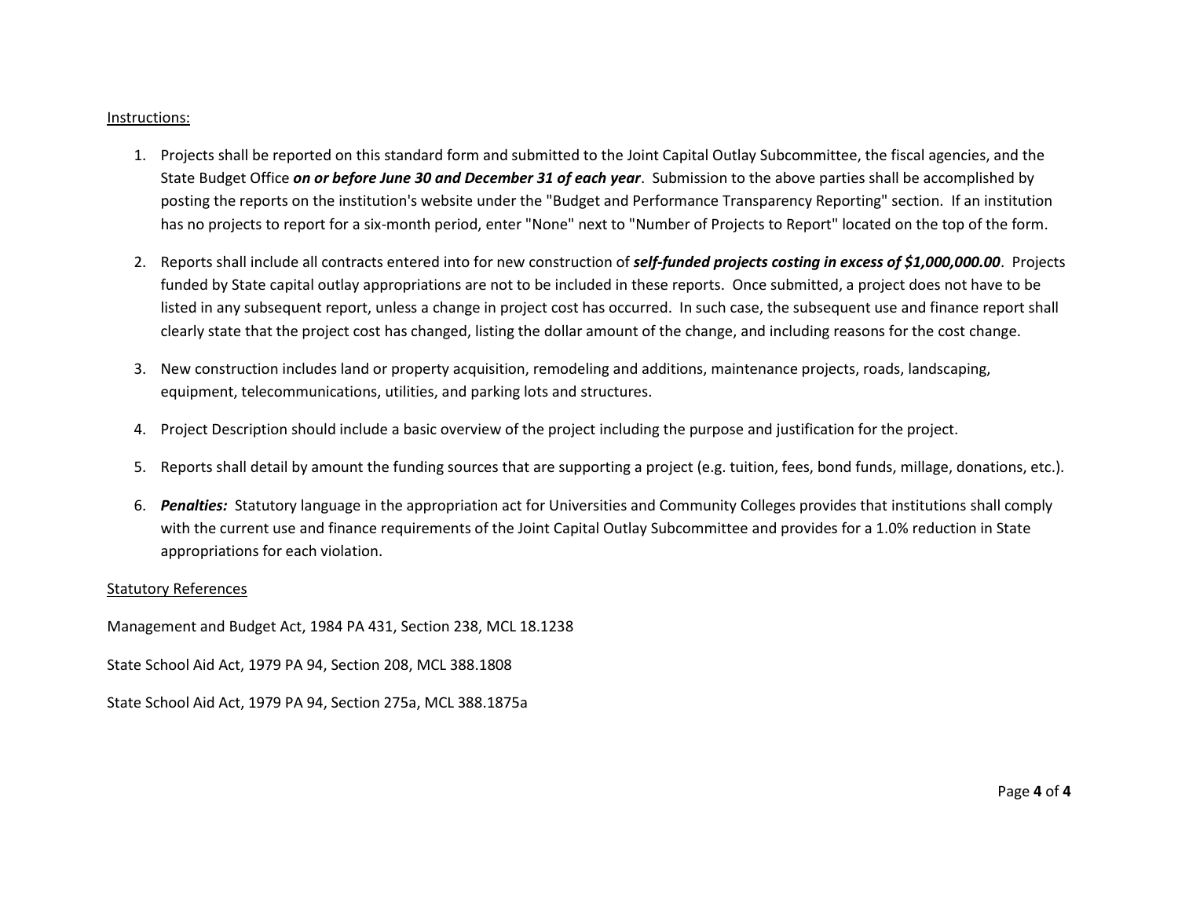Instructions:

1. Projects shall be reported on this standard form and submitted to the Joint Capital Outlay Subcommittee, the fiscal agencies, and the State Budget Office ***on or before June 30 and December 31 of each year***. Submission to the above parties shall be accomplished by posting the reports on the institution's website under the "Budget and Performance Transparency Reporting" section. If an institution has no projects to report for a six-month period, enter "None" next to "Number of Projects to Report" located on the top of the form.

2. Reports shall include all contracts entered into for new construction of ***self-funded projects costing in excess of $1,000,000.00***. Projects funded by State capital outlay appropriations are not to be included in these reports. Once submitted, a project does not have to be listed in any subsequent report, unless a change in project cost has occurred. In such case, the subsequent use and finance report shall clearly state that the project cost has changed, listing the dollar amount of the change, and including reasons for the cost change.

3. New construction includes land or property acquisition, remodeling and additions, maintenance projects, roads, landscaping, equipment, telecommunications, utilities, and parking lots and structures.

4. Project Description should include a basic overview of the project including the purpose and justification for the project.

5. Reports shall detail by amount the funding sources that are supporting a project (e.g. tuition, fees, bond funds, millage, donations, etc.).

6. ***Penalties:*** Statutory language in the appropriation act for Universities and Community Colleges provides that institutions shall comply with the current use and finance requirements of the Joint Capital Outlay Subcommittee and provides for a 1.0% reduction in State appropriations for each violation.

Statutory References

Management and Budget Act, 1984 PA 431, Section 238, MCL 18.1238

State School Aid Act, 1979 PA 94, Section 208, MCL 388.1808

State School Aid Act, 1979 PA 94, Section 275a, MCL 388.1875a